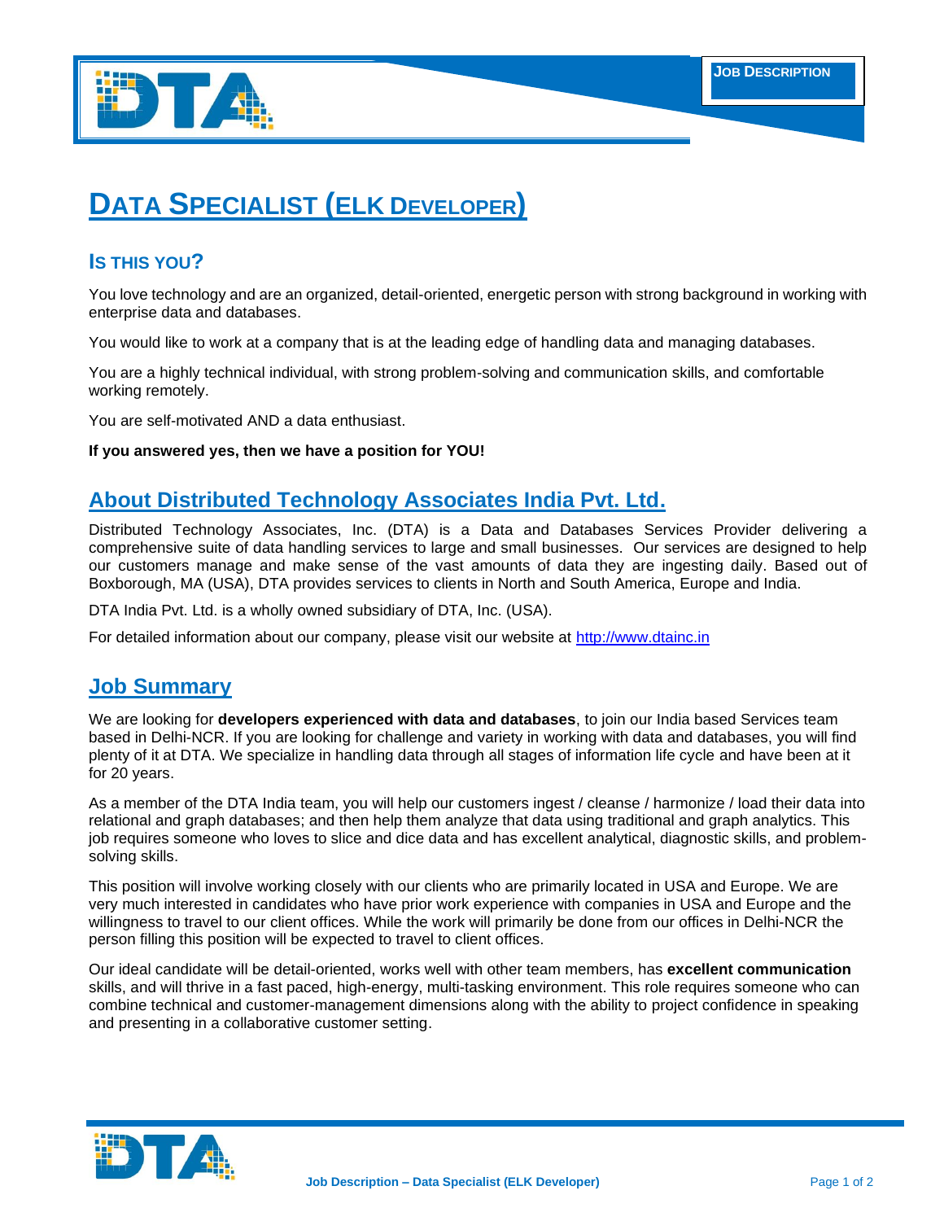JOB DESCRIPTION

# DATA SPECIALIST (ELK DEVELOPER)

## IS THIS YOU?

You love technology and are an organized, detail-oriented, energetic person with strong background in working with enterprise data and databases.

You would like to work at a company that is at the leading edge of handling data and managing databases.

You are a highly technical individual, with strong problem-solving and communication skills, and comfortable working remotely.

You are self-motivated AND a data enthusiast.

**If you answered yes, then we have a position for YOU!**

## About Distributed Technology Associates India Pvt. Ltd.

Distributed Technology Associates, Inc. (DTA) is a Data and Databases Services Provider delivering a comprehensive suite of data handling services to large and small businesses. Our services are designed to help our customers manage and make sense of the vast amounts of data they are ingesting daily. Based out of Boxborough, MA (USA), DTA provides services to clients in North and South America, Europe and India.

DTA India Pvt. Ltd. is a wholly owned subsidiary of DTA, Inc. (USA).

For detailed information about our company, please visit our website at http://www.dtainc.in

## Job Summary

We are looking for **developers experienced with data and databases**, to join our India based Services team based in Delhi-NCR. If you are looking for challenge and variety in working with data and databases, you will find plenty of it at DTA. We specialize in handling data through all stages of information life cycle and have been at it for 20 years.

As a member of the DTA India team, you will help our customers ingest / cleanse / harmonize / load their data into relational and graph databases; and then help them analyze that data using traditional and graph analytics. This job requires someone who loves to slice and dice data and has excellent analytical, diagnostic skills, and problem-solving skills.

This position will involve working closely with our clients who are primarily located in USA and Europe. We are very much interested in candidates who have prior work experience with companies in USA and Europe and the willingness to travel to our client offices. While the work will primarily be done from our offices in Delhi-NCR the person filling this position will be expected to travel to client offices.

Our ideal candidate will be detail-oriented, works well with other team members, has **excellent communication** skills, and will thrive in a fast paced, high-energy, multi-tasking environment. This role requires someone who can combine technical and customer-management dimensions along with the ability to project confidence in speaking and presenting in a collaborative customer setting.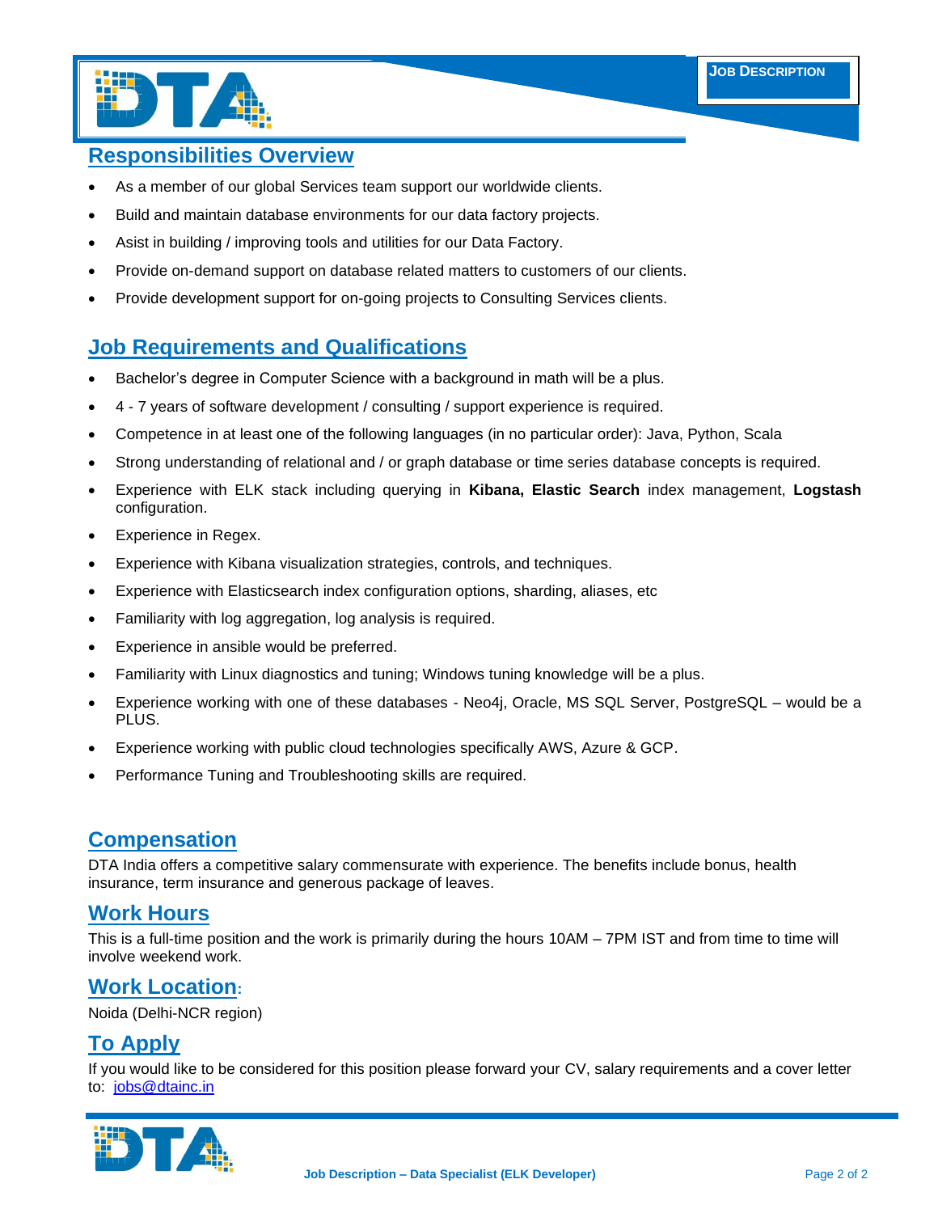## Responsibilities Overview

- As a member of our global Services team support our worldwide clients.
- Build and maintain database environments for our data factory projects.
- Asist in building / improving tools and utilities for our Data Factory.
- Provide on-demand support on database related matters to customers of our clients.
- Provide development support for on-going projects to Consulting Services clients.

## Job Requirements and Qualifications

- Bachelor's degree in Computer Science with a background in math will be a plus.
- 4 - 7 years of software development / consulting / support experience is required.
- Competence in at least one of the following languages (in no particular order): Java, Python, Scala
- Strong understanding of relational and / or graph database or time series database concepts is required.
- Experience with ELK stack including querying in **Kibana, Elastic Search** index management, **Logstash** configuration.
- Experience in Regex.
- Experience with Kibana visualization strategies, controls, and techniques.
- Experience with Elasticsearch index configuration options, sharding, aliases, etc
- Familiarity with log aggregation, log analysis is required.
- Experience in ansible would be preferred.
- Familiarity with Linux diagnostics and tuning; Windows tuning knowledge will be a plus.
- Experience working with one of these databases - Neo4j, Oracle, MS SQL Server, PostgreSQL – would be a PLUS.
- Experience working with public cloud technologies specifically AWS, Azure & GCP.
- Performance Tuning and Troubleshooting skills are required.

## Compensation

DTA India offers a competitive salary commensurate with experience. The benefits include bonus, health insurance, term insurance and generous package of leaves.

## Work Hours

This is a full-time position and the work is primarily during the hours 10AM – 7PM IST and from time to time will involve weekend work.

## Work Location:

Noida (Delhi-NCR region)

## To Apply

If you would like to be considered for this position please forward your CV, salary requirements and a cover letter to: jobs@dtainc.in